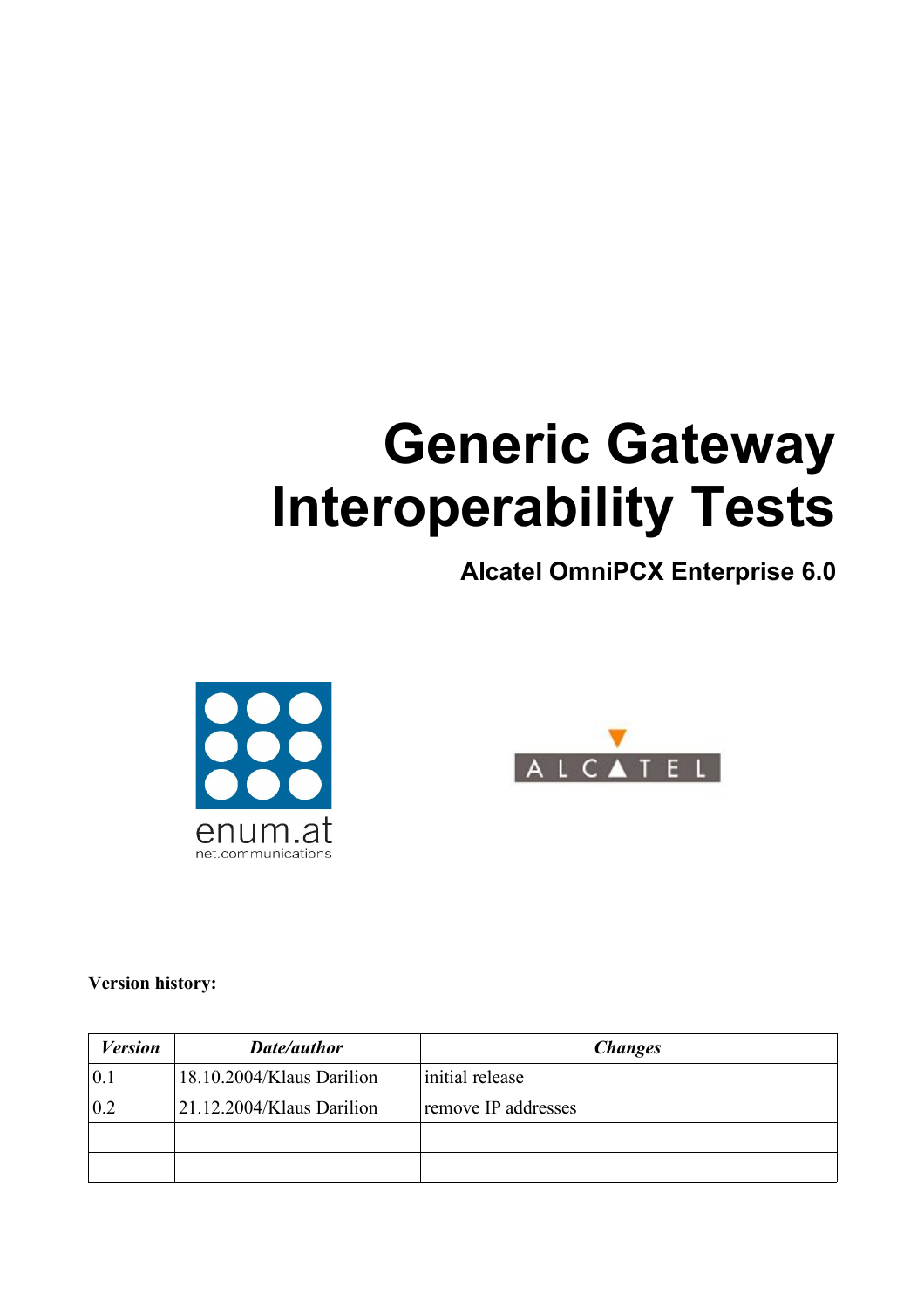# Generic Gateway Interoperability Tests

## Alcatel OmniPCX Enterprise 6.0

enum.at
net.communications

ALCATEL

**Version history:**

| *Version* | *Date/author* | *Changes* |
|---|---|---|
| 0.1 | 18.10.2004/Klaus Darilion | initial release |
| 0.2 | 21.12.2004/Klaus Darilion | remove IP addresses |
| | | |
| | | |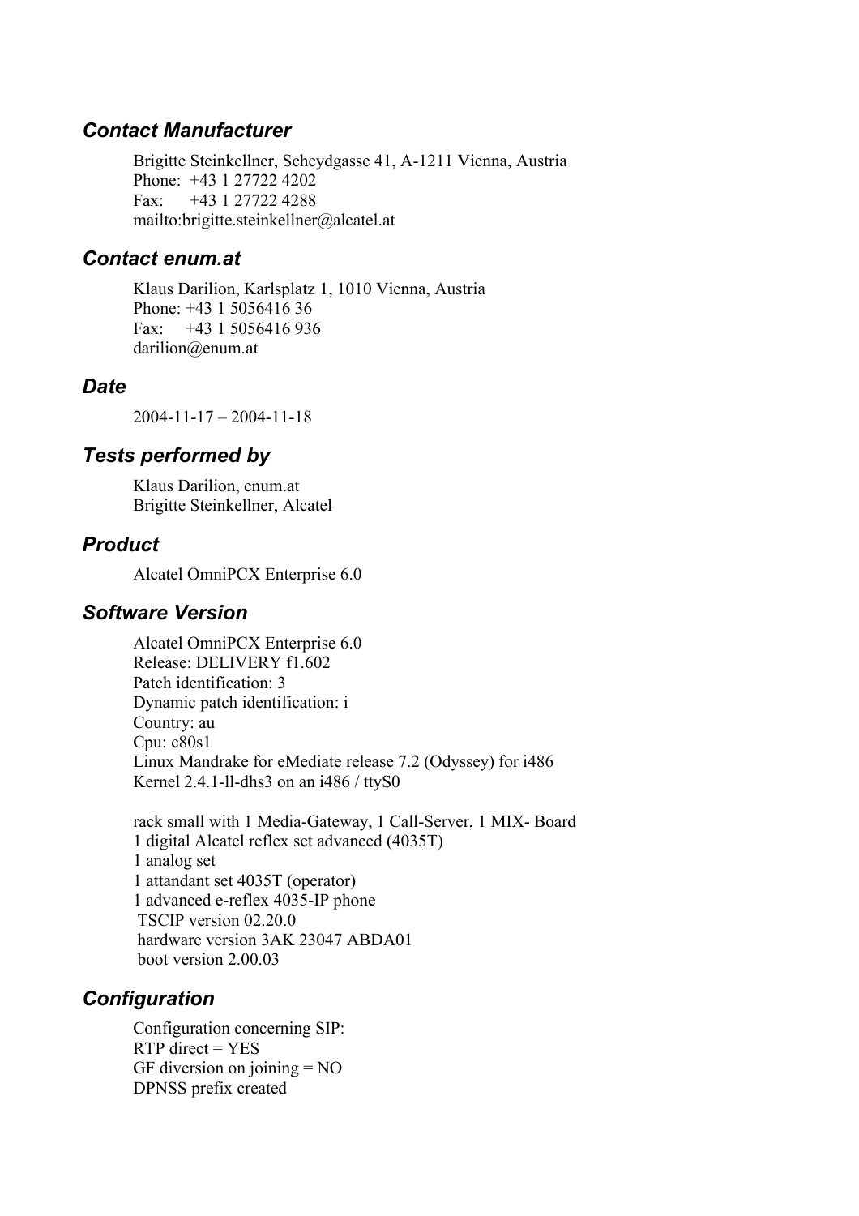## *Contact Manufacturer*

Brigitte Steinkellner, Scheydgasse 41, A-1211 Vienna, Austria
Phone: +43 1 27722 4202
Fax: +43 1 27722 4288
mailto:brigitte.steinkellner@alcatel.at

## *Contact enum.at*

Klaus Darilion, Karlsplatz 1, 1010 Vienna, Austria
Phone: +43 1 5056416 36
Fax: +43 1 5056416 936
darilion@enum.at

## *Date*

2004-11-17 – 2004-11-18

## *Tests performed by*

Klaus Darilion, enum.at
Brigitte Steinkellner, Alcatel

## *Product*

Alcatel OmniPCX Enterprise 6.0

## *Software Version*

Alcatel OmniPCX Enterprise 6.0
Release: DELIVERY f1.602
Patch identification: 3
Dynamic patch identification: i
Country: au
Cpu: c80s1
Linux Mandrake for eMediate release 7.2 (Odyssey) for i486
Kernel 2.4.1-ll-dhs3 on an i486 / ttyS0

rack small with 1 Media-Gateway, 1 Call-Server, 1 MIX- Board
1 digital Alcatel reflex set advanced (4035T)
1 analog set
1 attandant set 4035T (operator)
1 advanced e-reflex 4035-IP phone
TSCIP version 02.20.0
hardware version 3AK 23047 ABDA01
boot version 2.00.03

## *Configuration*

Configuration concerning SIP:
RTP direct = YES
GF diversion on joining = NO
DPNSS prefix created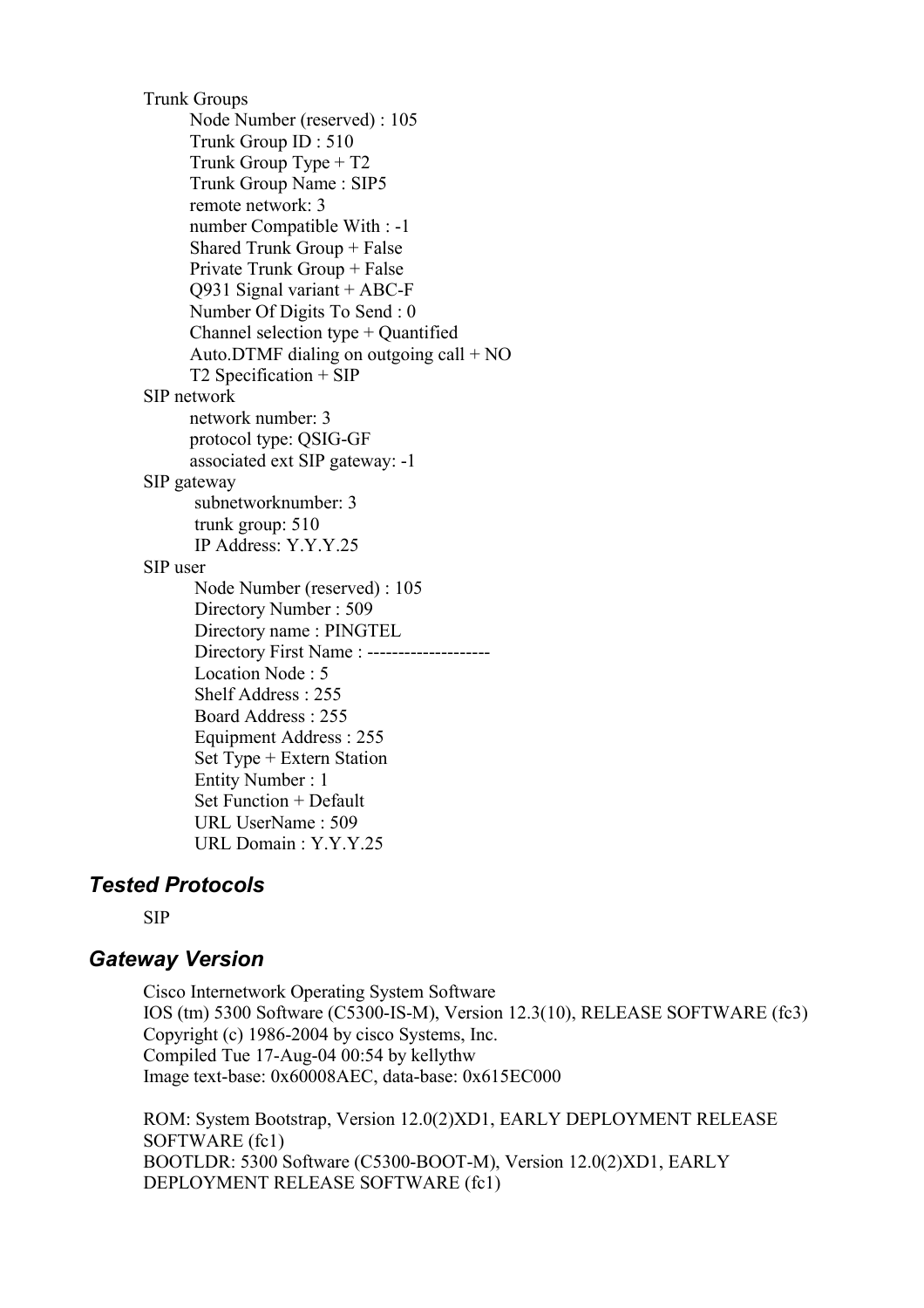Trunk Groups

- Node Number (reserved) : 105
- Trunk Group ID : 510
- Trunk Group Type + T2
- Trunk Group Name : SIP5
- remote network: 3
- number Compatible With : -1
- Shared Trunk Group + False
- Private Trunk Group + False
- Q931 Signal variant + ABC-F
- Number Of Digits To Send : 0
- Channel selection type + Quantified
- Auto.DTMF dialing on outgoing call + NO
- T2 Specification + SIP

SIP network

- network number: 3
- protocol type: QSIG-GF
- associated ext SIP gateway: -1

SIP gateway

- subnetworknumber: 3
- trunk group: 510
- IP Address: Y.Y.Y.25

SIP user

- Node Number (reserved) : 105
- Directory Number : 509
- Directory name : PINGTEL
- Directory First Name : -------------------
- Location Node : 5
- Shelf Address : 255
- Board Address : 255
- Equipment Address : 255
- Set Type + Extern Station
- Entity Number : 1
- Set Function + Default
- URL UserName : 509
- URL Domain : Y.Y.Y.25

### *Tested Protocols*

SIP

### *Gateway Version*

Cisco Internetwork Operating System Software
IOS (tm) 5300 Software (C5300-IS-M), Version 12.3(10), RELEASE SOFTWARE (fc3)
Copyright (c) 1986-2004 by cisco Systems, Inc.
Compiled Tue 17-Aug-04 00:54 by kellythw
Image text-base: 0x60008AEC, data-base: 0x615EC000

ROM: System Bootstrap, Version 12.0(2)XD1, EARLY DEPLOYMENT RELEASE SOFTWARE (fc1)
BOOTLDR: 5300 Software (C5300-BOOT-M), Version 12.0(2)XD1, EARLY DEPLOYMENT RELEASE SOFTWARE (fc1)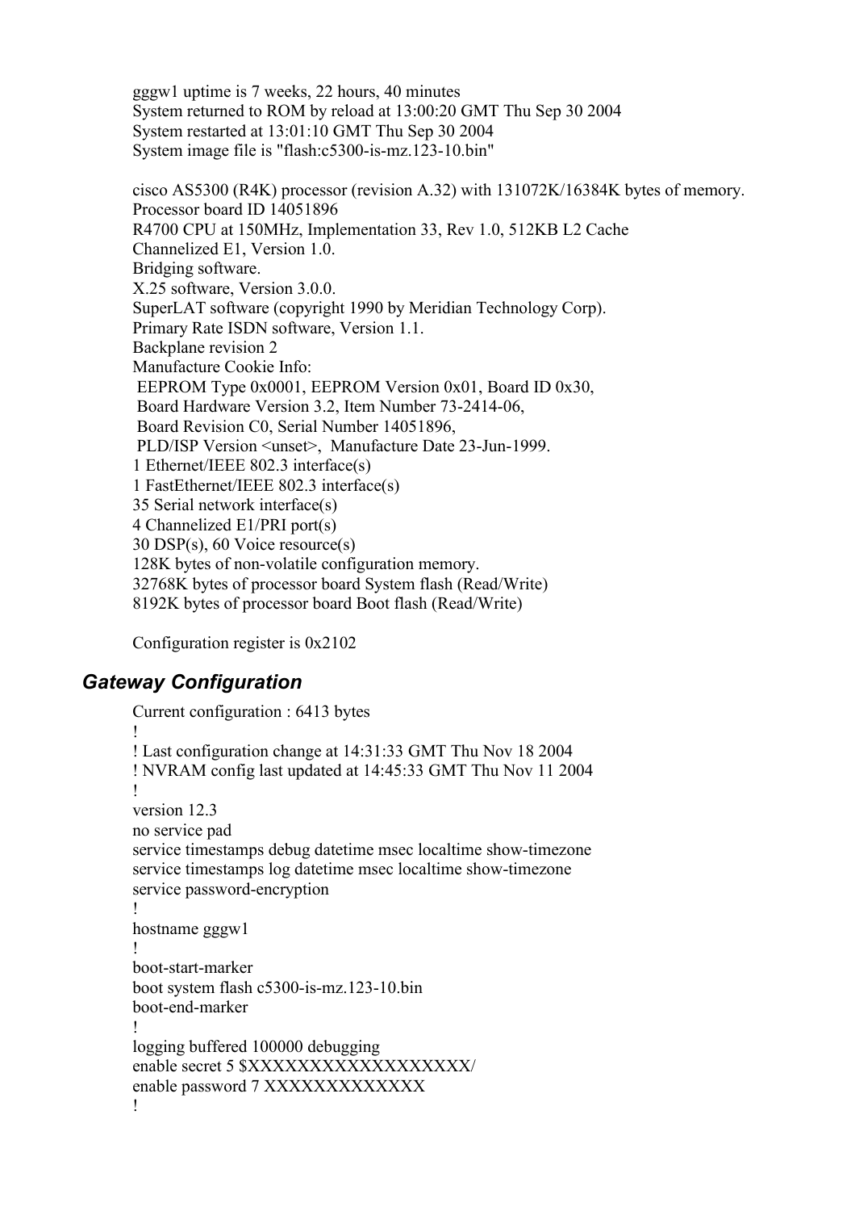```
gggw1 uptime is 7 weeks, 22 hours, 40 minutes
System returned to ROM by reload at 13:00:20 GMT Thu Sep 30 2004
System restarted at 13:01:10 GMT Thu Sep 30 2004
System image file is "flash:c5300-is-mz.123-10.bin"

cisco AS5300 (R4K) processor (revision A.32) with 131072K/16384K bytes of memory.
Processor board ID 14051896
R4700 CPU at 150MHz, Implementation 33, Rev 1.0, 512KB L2 Cache
Channelized E1, Version 1.0.
Bridging software.
X.25 software, Version 3.0.0.
SuperLAT software (copyright 1990 by Meridian Technology Corp).
Primary Rate ISDN software, Version 1.1.
Backplane revision 2
Manufacture Cookie Info:
 EEPROM Type 0x0001, EEPROM Version 0x01, Board ID 0x30,
 Board Hardware Version 3.2, Item Number 73-2414-06,
 Board Revision C0, Serial Number 14051896,
 PLD/ISP Version <unset>,  Manufacture Date 23-Jun-1999.
1 Ethernet/IEEE 802.3 interface(s)
1 FastEthernet/IEEE 802.3 interface(s)
35 Serial network interface(s)
4 Channelized E1/PRI port(s)
30 DSP(s), 60 Voice resource(s)
128K bytes of non-volatile configuration memory.
32768K bytes of processor board System flash (Read/Write)
8192K bytes of processor board Boot flash (Read/Write)

Configuration register is 0x2102
```

## *Gateway Configuration*

```
Current configuration : 6413 bytes
!
! Last configuration change at 14:31:33 GMT Thu Nov 18 2004
! NVRAM config last updated at 14:45:33 GMT Thu Nov 11 2004
!
version 12.3
no service pad
service timestamps debug datetime msec localtime show-timezone
service timestamps log datetime msec localtime show-timezone
service password-encryption
!
hostname gggw1
!
boot-start-marker
boot system flash c5300-is-mz.123-10.bin
boot-end-marker
!
logging buffered 100000 debugging
enable secret 5 $XXXXXXXXXXXXXXXXXXX/
enable password 7 XXXXXXXXXXXXX
!
```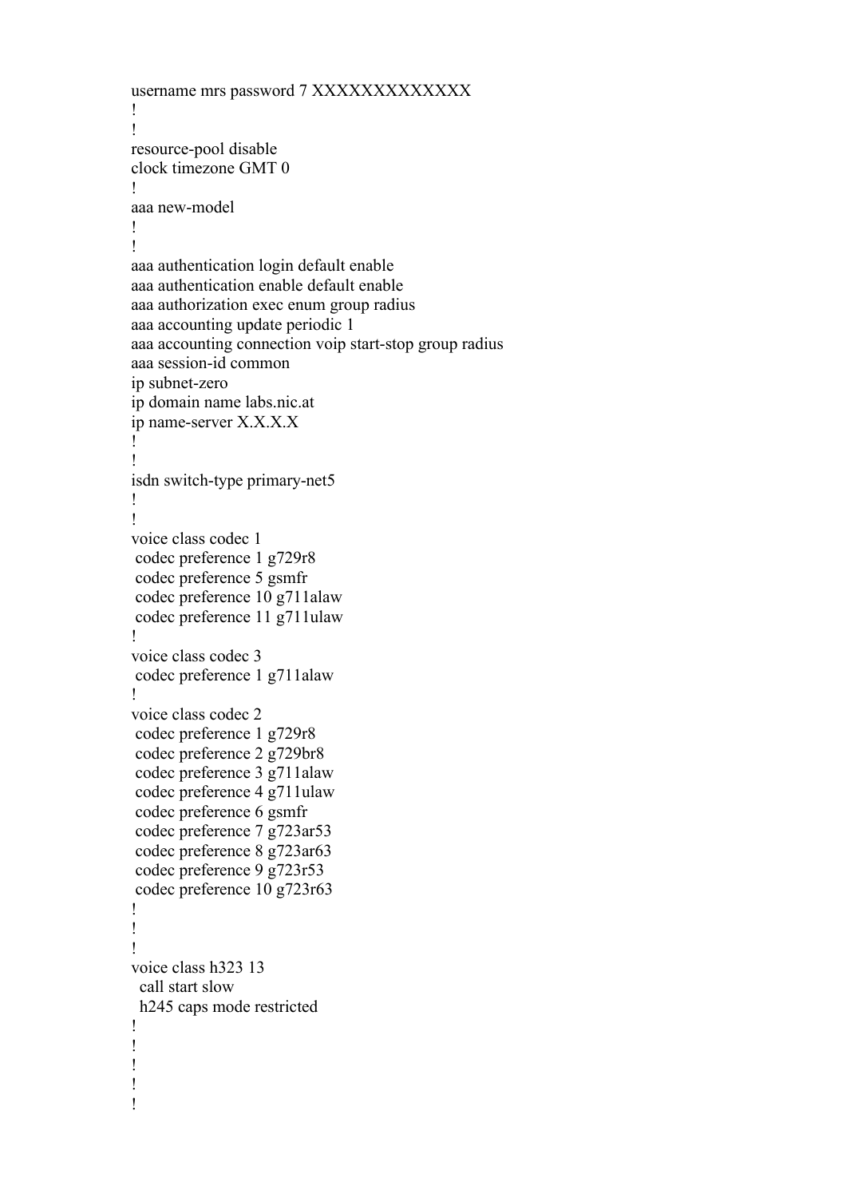```
username mrs password 7 XXXXXXXXXXXXX
!
!
resource-pool disable
clock timezone GMT 0
!
aaa new-model
!
!
aaa authentication login default enable
aaa authentication enable default enable
aaa authorization exec enum group radius
aaa accounting update periodic 1
aaa accounting connection voip start-stop group radius
aaa session-id common
ip subnet-zero
ip domain name labs.nic.at
ip name-server X.X.X.X
!
!
isdn switch-type primary-net5
!
!
voice class codec 1
 codec preference 1 g729r8
 codec preference 5 gsmfr
 codec preference 10 g711alaw
 codec preference 11 g711ulaw
!
voice class codec 3
 codec preference 1 g711alaw
!
voice class codec 2
 codec preference 1 g729r8
 codec preference 2 g729br8
 codec preference 3 g711alaw
 codec preference 4 g711ulaw
 codec preference 6 gsmfr
 codec preference 7 g723ar53
 codec preference 8 g723ar63
 codec preference 9 g723r53
 codec preference 10 g723r63
!
!
!
voice class h323 13
  call start slow
  h245 caps mode restricted
!
!
!
!
!
```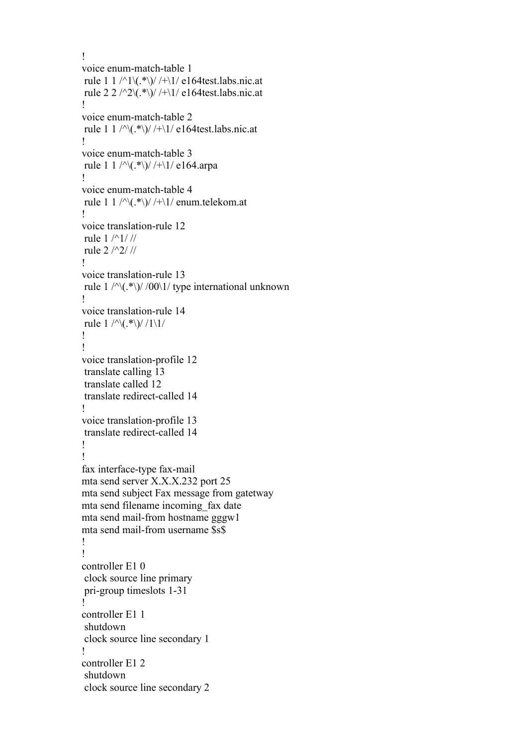```
!
voice enum-match-table 1
 rule 1 1 /^1\(.*\)/ /+\1/ e164test.labs.nic.at
 rule 2 2 /^2\(.*\)/ /+\1/ e164test.labs.nic.at
!
voice enum-match-table 2
 rule 1 1 /^\(.*\)/ /+\1/ e164test.labs.nic.at
!
voice enum-match-table 3
 rule 1 1 /^\(.*\)/ /+\1/ e164.arpa
!
voice enum-match-table 4
 rule 1 1 /^\(.*\)/ /+\1/ enum.telekom.at
!
voice translation-rule 12
 rule 1 /^1/ //
 rule 2 /^2/ //
!
voice translation-rule 13
 rule 1 /^\(.*\)/ /00\1/ type international unknown
!
voice translation-rule 14
 rule 1 /^\(.*\)/ /1\1/
!
!
voice translation-profile 12
 translate calling 13
 translate called 12
 translate redirect-called 14
!
voice translation-profile 13
 translate redirect-called 14
!
!
fax interface-type fax-mail
mta send server X.X.X.232 port 25
mta send subject Fax message from gatetway
mta send filename incoming_fax date
mta send mail-from hostname gggw1
mta send mail-from username $s$
!
!
controller E1 0
 clock source line primary
 pri-group timeslots 1-31
!
controller E1 1
 shutdown
 clock source line secondary 1
!
controller E1 2
 shutdown
 clock source line secondary 2
```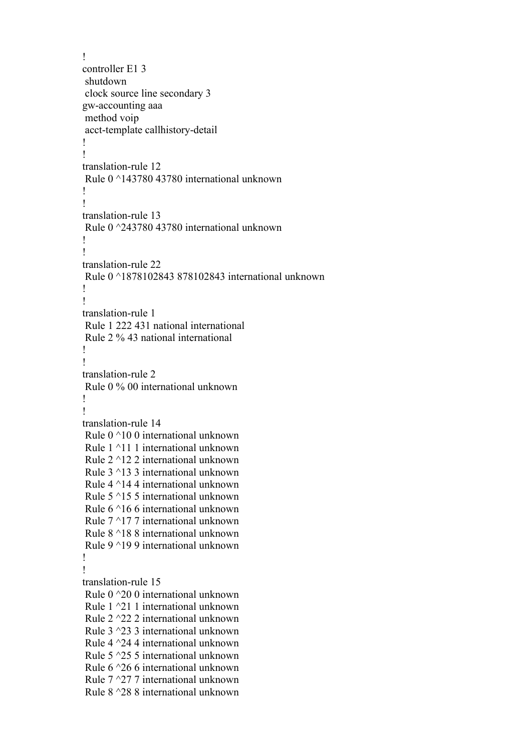```
!
controller E1 3
 shutdown
 clock source line secondary 3
gw-accounting aaa
 method voip
 acct-template callhistory-detail
!
!
translation-rule 12
 Rule 0 ^143780 43780 international unknown
!
!
translation-rule 13
 Rule 0 ^243780 43780 international unknown
!
!
translation-rule 22
 Rule 0 ^1878102843 878102843 international unknown
!
!
translation-rule 1
 Rule 1 222 431 national international
 Rule 2 % 43 national international
!
!
translation-rule 2
 Rule 0 % 00 international unknown
!
!
translation-rule 14
 Rule 0 ^10 0 international unknown
 Rule 1 ^11 1 international unknown
 Rule 2 ^12 2 international unknown
 Rule 3 ^13 3 international unknown
 Rule 4 ^14 4 international unknown
 Rule 5 ^15 5 international unknown
 Rule 6 ^16 6 international unknown
 Rule 7 ^17 7 international unknown
 Rule 8 ^18 8 international unknown
 Rule 9 ^19 9 international unknown
!
!
translation-rule 15
 Rule 0 ^20 0 international unknown
 Rule 1 ^21 1 international unknown
 Rule 2 ^22 2 international unknown
 Rule 3 ^23 3 international unknown
 Rule 4 ^24 4 international unknown
 Rule 5 ^25 5 international unknown
 Rule 6 ^26 6 international unknown
 Rule 7 ^27 7 international unknown
 Rule 8 ^28 8 international unknown
```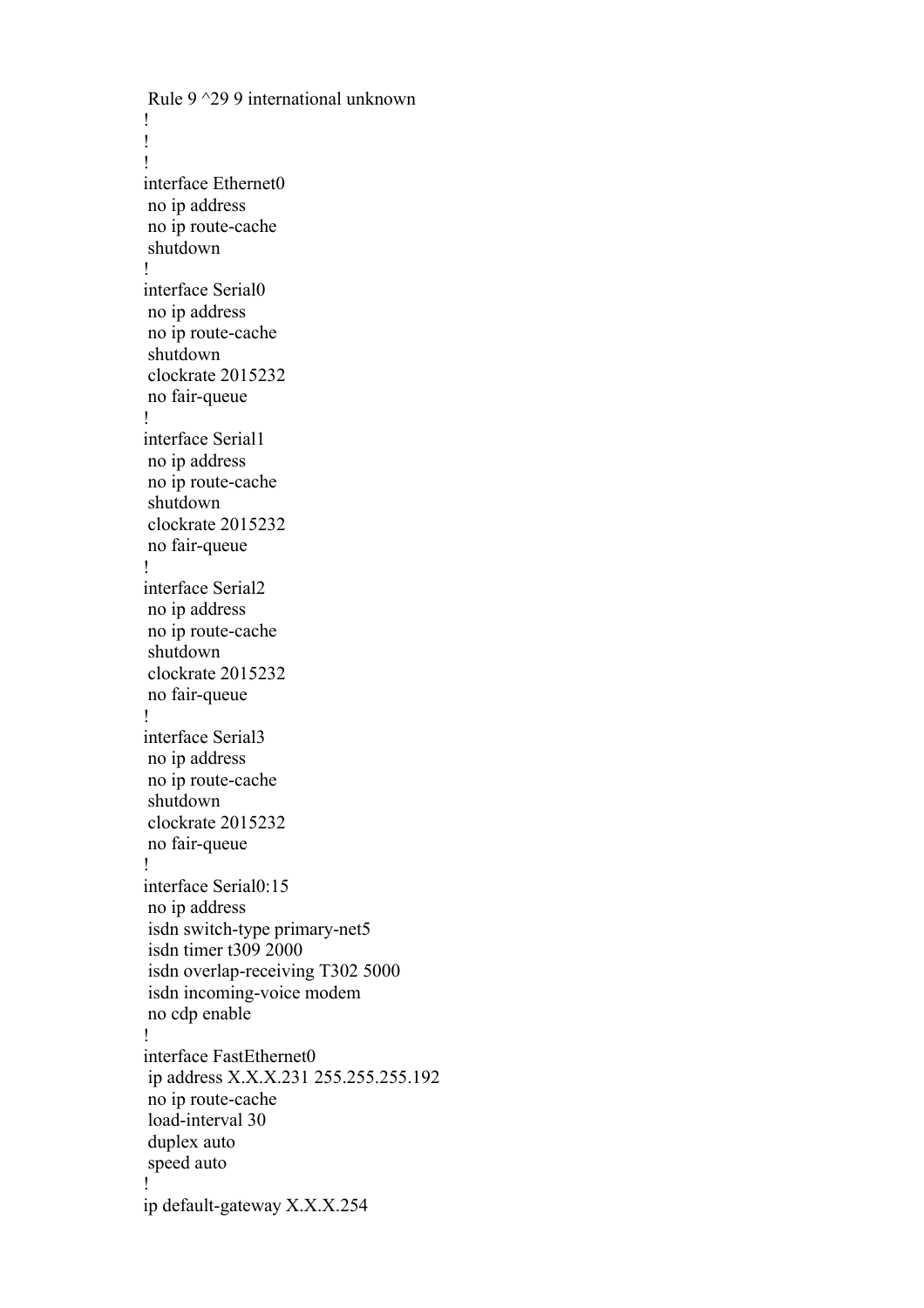```
 Rule 9 ^29 9 international unknown
!
!
!
interface Ethernet0
 no ip address
 no ip route-cache
 shutdown
!
interface Serial0
 no ip address
 no ip route-cache
 shutdown
 clockrate 2015232
 no fair-queue
!
interface Serial1
 no ip address
 no ip route-cache
 shutdown
 clockrate 2015232
 no fair-queue
!
interface Serial2
 no ip address
 no ip route-cache
 shutdown
 clockrate 2015232
 no fair-queue
!
interface Serial3
 no ip address
 no ip route-cache
 shutdown
 clockrate 2015232
 no fair-queue
!
interface Serial0:15
 no ip address
 isdn switch-type primary-net5
 isdn timer t309 2000
 isdn overlap-receiving T302 5000
 isdn incoming-voice modem
 no cdp enable
!
interface FastEthernet0
 ip address X.X.X.231 255.255.255.192
 no ip route-cache
 load-interval 30
 duplex auto
 speed auto
!
ip default-gateway X.X.X.254
```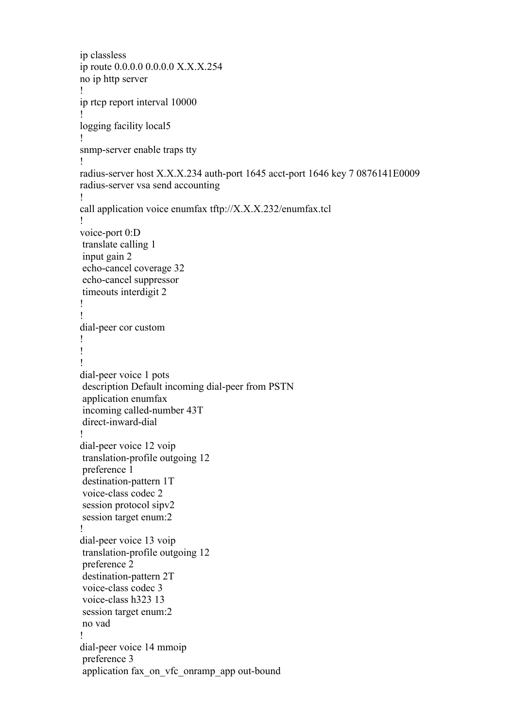```
ip classless
ip route 0.0.0.0 0.0.0.0 X.X.X.254
no ip http server
!
ip rtcp report interval 10000
!
logging facility local5
!
snmp-server enable traps tty
!
radius-server host X.X.X.234 auth-port 1645 acct-port 1646 key 7 0876141E0009
radius-server vsa send accounting
!
call application voice enumfax tftp://X.X.X.232/enumfax.tcl
!
voice-port 0:D
 translate calling 1
 input gain 2
 echo-cancel coverage 32
 echo-cancel suppressor
 timeouts interdigit 2
!
!
dial-peer cor custom
!
!
!
dial-peer voice 1 pots
 description Default incoming dial-peer from PSTN
 application enumfax
 incoming called-number 43T
 direct-inward-dial
!
dial-peer voice 12 voip
 translation-profile outgoing 12
 preference 1
 destination-pattern 1T
 voice-class codec 2
 session protocol sipv2
 session target enum:2
!
dial-peer voice 13 voip
 translation-profile outgoing 12
 preference 2
 destination-pattern 2T
 voice-class codec 3
 voice-class h323 13
 session target enum:2
 no vad
!
dial-peer voice 14 mmoip
 preference 3
 application fax_on_vfc_onramp_app out-bound
```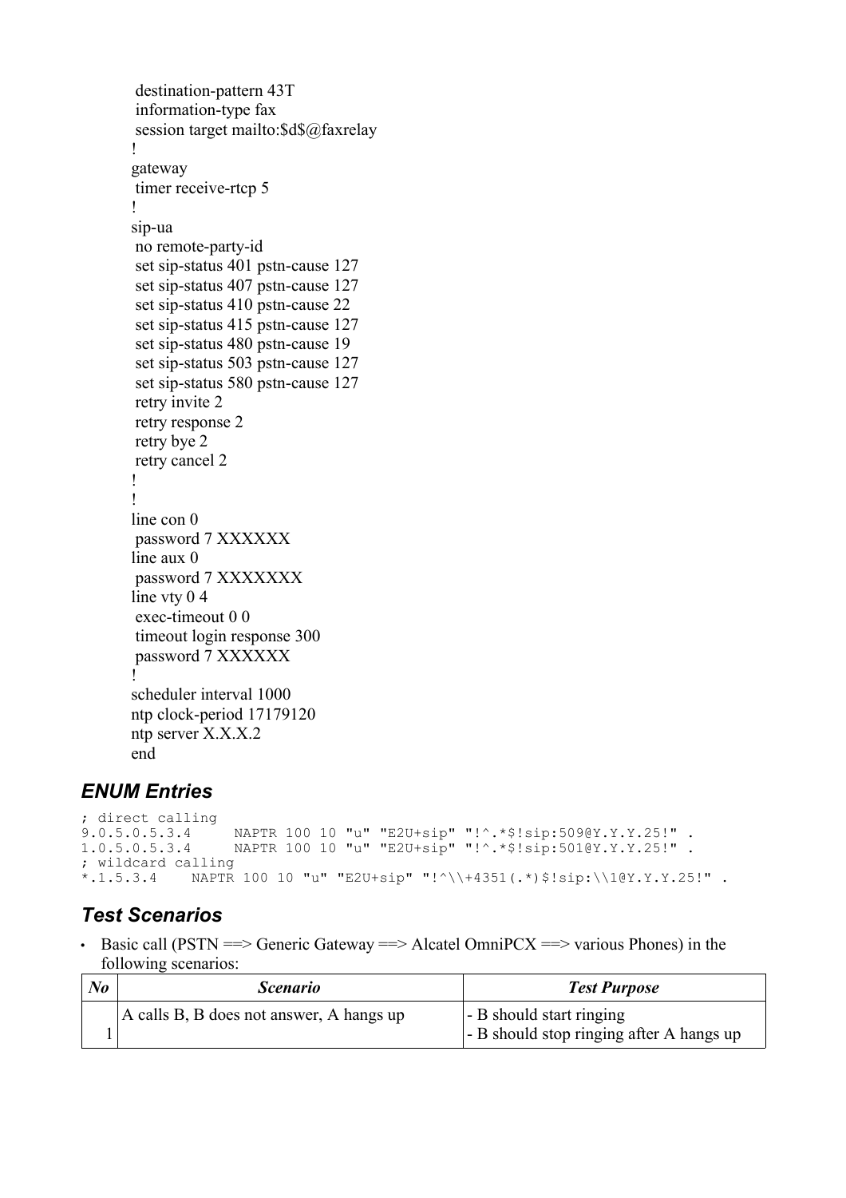```
 destination-pattern 43T
 information-type fax
 session target mailto:$d$@faxrelay
!
gateway
 timer receive-rtcp 5
!
sip-ua
 no remote-party-id
 set sip-status 401 pstn-cause 127
 set sip-status 407 pstn-cause 127
 set sip-status 410 pstn-cause 22
 set sip-status 415 pstn-cause 127
 set sip-status 480 pstn-cause 19
 set sip-status 503 pstn-cause 127
 set sip-status 580 pstn-cause 127
 retry invite 2
 retry response 2
 retry bye 2
 retry cancel 2
!
!
line con 0
 password 7 XXXXXX
line aux 0
 password 7 XXXXXXX
line vty 0 4
 exec-timeout 0 0
 timeout login response 300
 password 7 XXXXXX
!
scheduler interval 1000
ntp clock-period 17179120
ntp server X.X.X.2
end
```

### ENUM Entries

```
; direct calling
9.0.5.0.5.3.4     NAPTR 100 10 "u" "E2U+sip" "!^.*$!sip:509@Y.Y.Y.25!" .
1.0.5.0.5.3.4     NAPTR 100 10 "u" "E2U+sip" "!^.*$!sip:501@Y.Y.Y.25!" .
; wildcard calling
*.1.5.3.4    NAPTR 100 10 "u" "E2U+sip" "!^\\+4351(.*)$!sip:\\1@Y.Y.Y.25!" .
```

### Test Scenarios

- Basic call (PSTN ==> Generic Gateway ==> Alcatel OmniPCX ==> various Phones) in the following scenarios:

| No | Scenario | Test Purpose |
|---|---|---|
| 1 | A calls B, B does not answer, A hangs up | - B should start ringing<br>- B should stop ringing after A hangs up |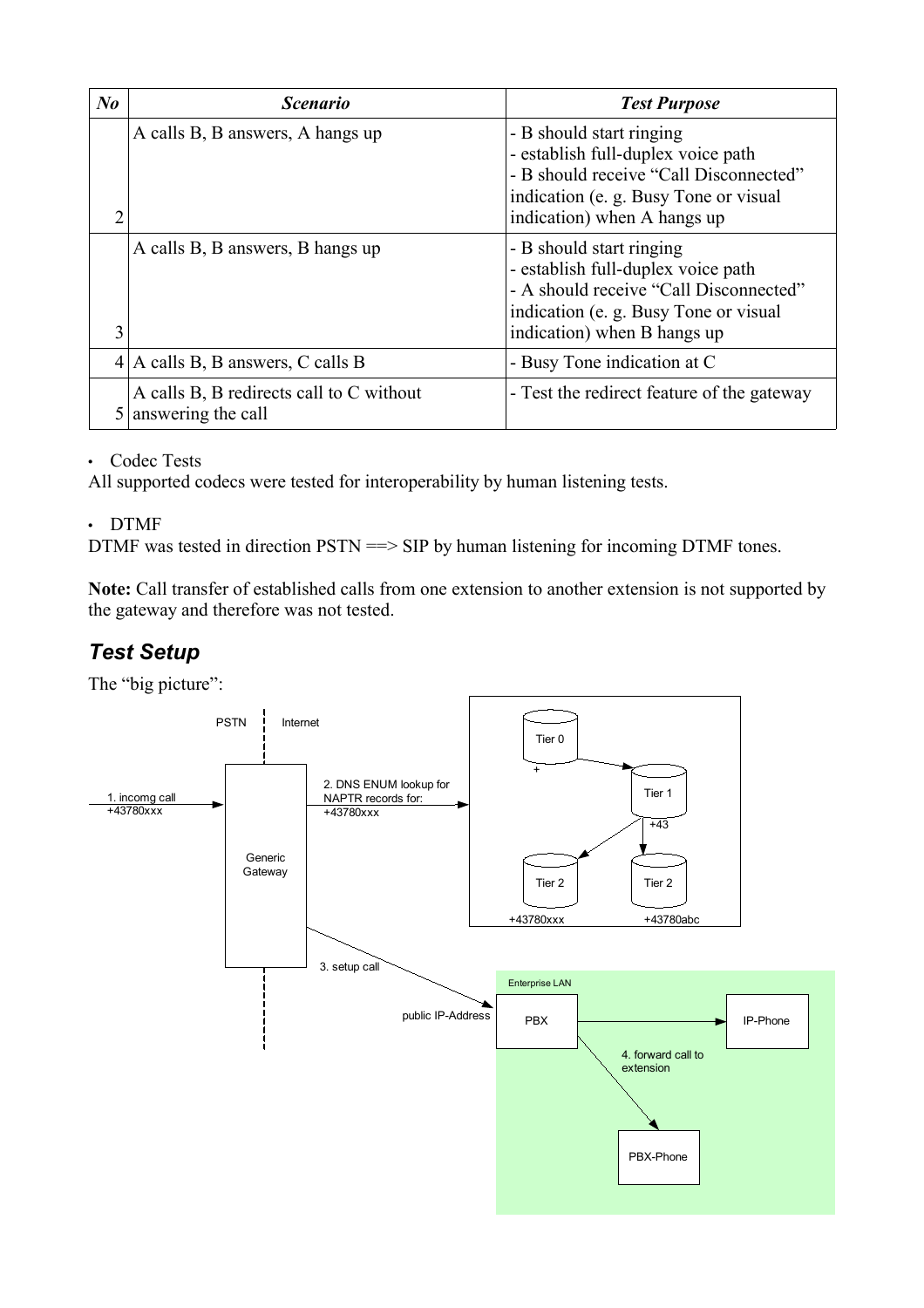| No | Scenario | Test Purpose |
|---|---|---|
| 2 | A calls B, B answers, A hangs up | - B should start ringing<br>- establish full-duplex voice path<br>- B should receive "Call Disconnected" indication (e. g. Busy Tone or visual indication) when A hangs up |
| 3 | A calls B, B answers, B hangs up | - B should start ringing<br>- establish full-duplex voice path<br>- A should receive "Call Disconnected" indication (e. g. Busy Tone or visual indication) when B hangs up |
| 4 | A calls B, B answers, C calls B | - Busy Tone indication at C |
| 5 | A calls B, B redirects call to C without answering the call | - Test the redirect feature of the gateway |

- Codec Tests

All supported codecs were tested for interoperability by human listening tests.

- DTMF

DTMF was tested in direction PSTN ==> SIP by human listening for incoming DTMF tones.

**Note:** Call transfer of established calls from one extension to another extension is not supported by the gateway and therefore was not tested.

## Test Setup

The "big picture":

PSTN | Internet

1. incomg call +43780xxx

Generic Gateway

2. DNS ENUM lookup for NAPTR records for: +43780xxx

Tier 0 (+) → Tier 1 (+43) → Tier 2 (+43780xxx), Tier 2 (+43780abc)

3. setup call → public IP-Address

Enterprise LAN: PBX → IP-Phone; PBX → 4. forward call to extension → PBX-Phone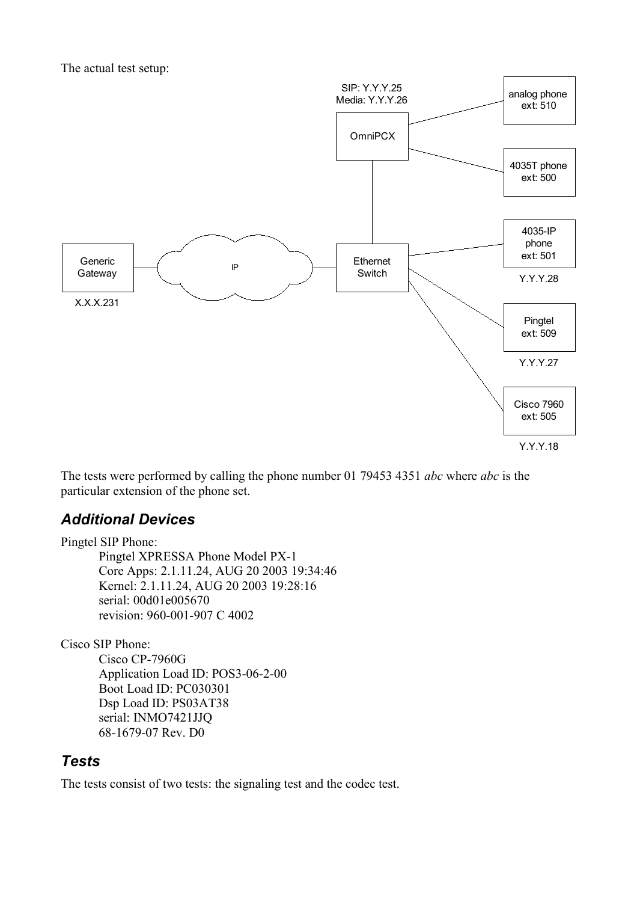The actual test setup:

SIP: Y.Y.Y.25
Media: Y.Y.Y.26

OmniPCX

analog phone
ext: 510

4035T phone
ext: 500

4035-IP
phone
ext: 501

Y.Y.Y.28

Generic
Gateway

X.X.X.231

IP

Ethernet
Switch

Pingtel
ext: 509

Y.Y.Y.27

Cisco 7960
ext: 505

Y.Y.Y.18

The tests were performed by calling the phone number 01 79453 4351 *abc* where *abc* is the particular extension of the phone set.

## *Additional Devices*

Pingtel SIP Phone:

Pingtel XPRESSA Phone Model PX-1
Core Apps: 2.1.11.24, AUG 20 2003 19:34:46
Kernel: 2.1.11.24, AUG 20 2003 19:28:16
serial: 00d01e005670
revision: 960-001-907 C 4002

Cisco SIP Phone:

Cisco CP-7960G
Application Load ID: POS3-06-2-00
Boot Load ID: PC030301
Dsp Load ID: PS03AT38
serial: INMO7421JJQ
68-1679-07 Rev. D0

## *Tests*

The tests consist of two tests: the signaling test and the codec test.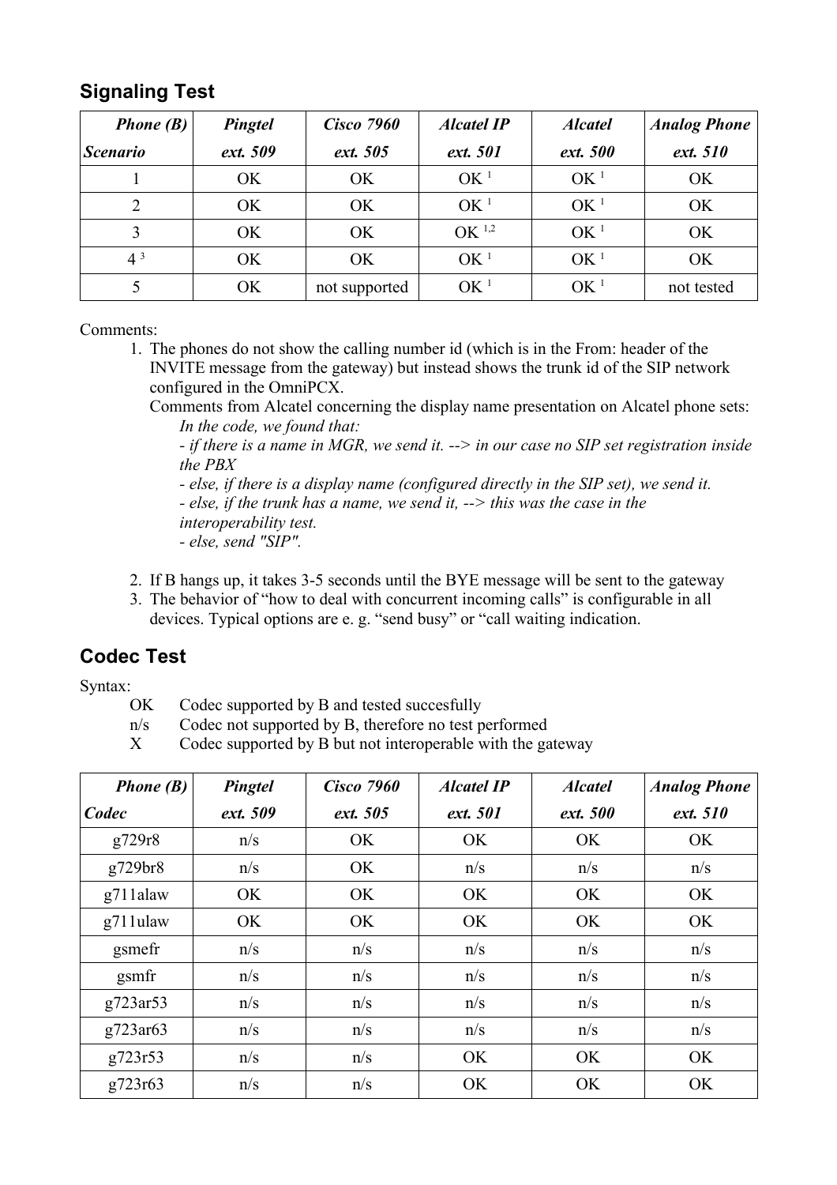## Signaling Test

| *Phone (B)*<br>*Scenario* | *Pingtel*<br>*ext. 509* | *Cisco 7960*<br>*ext. 505* | *Alcatel IP*<br>*ext. 501* | *Alcatel*<br>*ext. 500* | *Analog Phone*<br>*ext. 510* |
|---|---|---|---|---|---|
| 1 | OK | OK | OK [1] | OK [1] | OK |
| 2 | OK | OK | OK [1] | OK [1] | OK |
| 3 | OK | OK | OK [1,2] | OK [1] | OK |
| 4 [3] | OK | OK | OK [1] | OK [1] | OK |
| 5 | OK | not supported | OK [1] | OK [1] | not tested |

Comments:

1. The phones do not show the calling number id (which is in the From: header of the INVITE message from the gateway) but instead shows the trunk id of the SIP network configured in the OmniPCX.
   Comments from Alcatel concerning the display name presentation on Alcatel phone sets:
   *In the code, we found that:*
   *- if there is a name in MGR, we send it. --> in our case no SIP set registration inside the PBX*
   *- else, if there is a display name (configured directly in the SIP set), we send it.*
   *- else, if the trunk has a name, we send it, --> this was the case in the interoperability test.*
   *- else, send "SIP".*
2. If B hangs up, it takes 3-5 seconds until the BYE message will be sent to the gateway
3. The behavior of “how to deal with concurrent incoming calls” is configurable in all devices. Typical options are e. g. “send busy” or “call waiting indication.

## Codec Test

Syntax:

- OK Codec supported by B and tested succesfully
- n/s Codec not supported by B, therefore no test performed
- X Codec supported by B but not interoperable with the gateway

| *Phone (B)*<br>*Codec* | *Pingtel*<br>*ext. 509* | *Cisco 7960*<br>*ext. 505* | *Alcatel IP*<br>*ext. 501* | *Alcatel*<br>*ext. 500* | *Analog Phone*<br>*ext. 510* |
|---|---|---|---|---|---|
| g729r8 | n/s | OK | OK | OK | OK |
| g729br8 | n/s | OK | n/s | n/s | n/s |
| g711alaw | OK | OK | OK | OK | OK |
| g711ulaw | OK | OK | OK | OK | OK |
| gsmefr | n/s | n/s | n/s | n/s | n/s |
| gsmfr | n/s | n/s | n/s | n/s | n/s |
| g723ar53 | n/s | n/s | n/s | n/s | n/s |
| g723ar63 | n/s | n/s | n/s | n/s | n/s |
| g723r53 | n/s | n/s | OK | OK | OK |
| g723r63 | n/s | n/s | OK | OK | OK |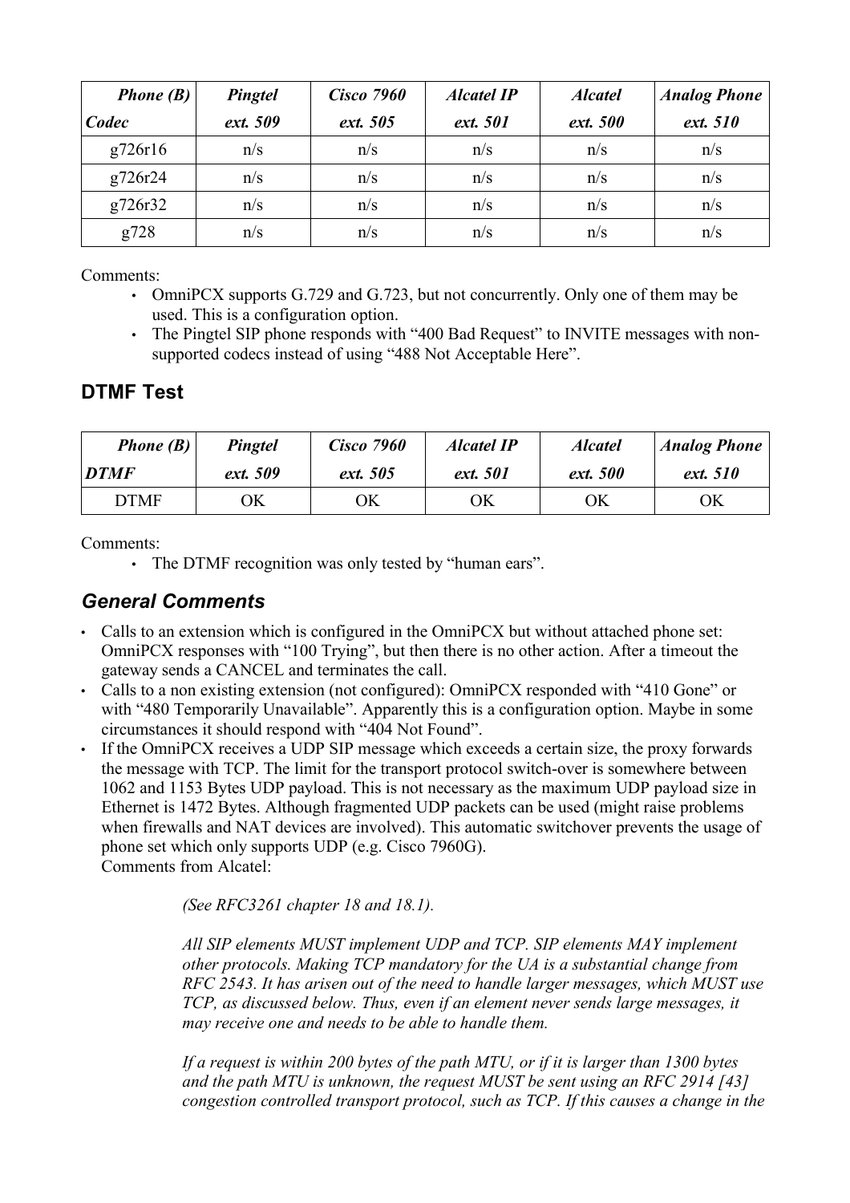| ***Phone (B)*** <br> ***Codec*** | ***Pingtel*** <br> ***ext. 509*** | ***Cisco 7960*** <br> ***ext. 505*** | ***Alcatel IP*** <br> ***ext. 501*** | ***Alcatel*** <br> ***ext. 500*** | ***Analog Phone*** <br> ***ext. 510*** |
|---|---|---|---|---|---|
| g726r16 | n/s | n/s | n/s | n/s | n/s |
| g726r24 | n/s | n/s | n/s | n/s | n/s |
| g726r32 | n/s | n/s | n/s | n/s | n/s |
| g728 | n/s | n/s | n/s | n/s | n/s |

Comments:

- OmniPCX supports G.729 and G.723, but not concurrently. Only one of them may be used. This is a configuration option.
- The Pingtel SIP phone responds with "400 Bad Request" to INVITE messages with non-supported codecs instead of using "488 Not Acceptable Here".

## DTMF Test

| ***Phone (B)*** <br> ***DTMF*** | ***Pingtel*** <br> ***ext. 509*** | ***Cisco 7960*** <br> ***ext. 505*** | ***Alcatel IP*** <br> ***ext. 501*** | ***Alcatel*** <br> ***ext. 500*** | ***Analog Phone*** <br> ***ext. 510*** |
|---|---|---|---|---|---|
| DTMF | OK | OK | OK | OK | OK |

Comments:

- The DTMF recognition was only tested by "human ears".

## *General Comments*

- Calls to an extension which is configured in the OmniPCX but without attached phone set: OmniPCX responses with "100 Trying", but then there is no other action. After a timeout the gateway sends a CANCEL and terminates the call.
- Calls to a non existing extension (not configured): OmniPCX responded with "410 Gone" or with "480 Temporarily Unavailable". Apparently this is a configuration option. Maybe in some circumstances it should respond with "404 Not Found".
- If the OmniPCX receives a UDP SIP message which exceeds a certain size, the proxy forwards the message with TCP. The limit for the transport protocol switch-over is somewhere between 1062 and 1153 Bytes UDP payload. This is not necessary as the maximum UDP payload size in Ethernet is 1472 Bytes. Although fragmented UDP packets can be used (might raise problems when firewalls and NAT devices are involved). This automatic switchover prevents the usage of phone set which only supports UDP (e.g. Cisco 7960G).
  Comments from Alcatel:

  > *(See RFC3261 chapter 18 and 18.1).*
  >
  > *All SIP elements MUST implement UDP and TCP. SIP elements MAY implement other protocols. Making TCP mandatory for the UA is a substantial change from RFC 2543. It has arisen out of the need to handle larger messages, which MUST use TCP, as discussed below. Thus, even if an element never sends large messages, it may receive one and needs to be able to handle them.*
  >
  > *If a request is within 200 bytes of the path MTU, or if it is larger than 1300 bytes and the path MTU is unknown, the request MUST be sent using an RFC 2914 [43] congestion controlled transport protocol, such as TCP. If this causes a change in the*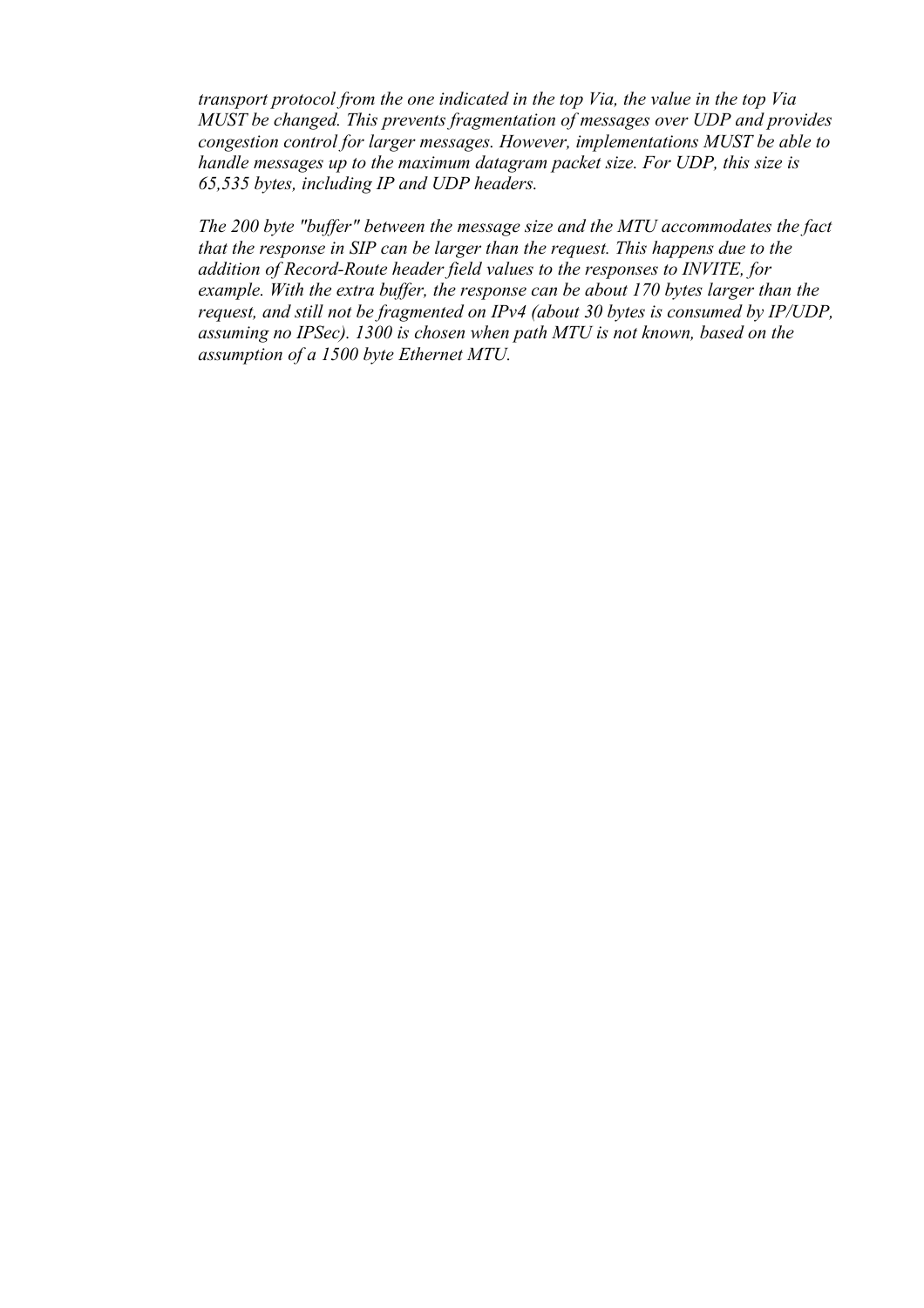*transport protocol from the one indicated in the top Via, the value in the top Via MUST be changed. This prevents fragmentation of messages over UDP and provides congestion control for larger messages. However, implementations MUST be able to handle messages up to the maximum datagram packet size. For UDP, this size is 65,535 bytes, including IP and UDP headers.*

*The 200 byte "buffer" between the message size and the MTU accommodates the fact that the response in SIP can be larger than the request. This happens due to the addition of Record-Route header field values to the responses to INVITE, for example. With the extra buffer, the response can be about 170 bytes larger than the request, and still not be fragmented on IPv4 (about 30 bytes is consumed by IP/UDP, assuming no IPSec). 1300 is chosen when path MTU is not known, based on the assumption of a 1500 byte Ethernet MTU.*